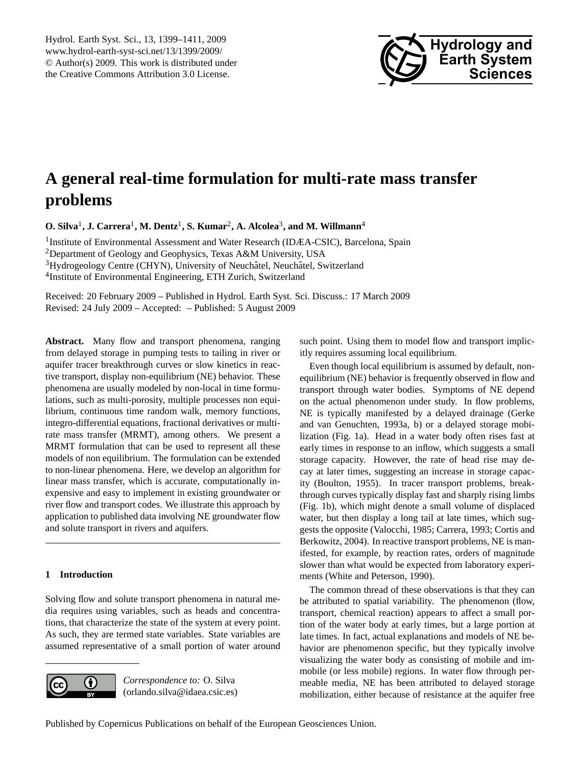# A general real-time formulation for multi-rate mass transfer problems

**O. Silva[1], J. Carrera[1], M. Dentz[1], S. Kumar[2], A. Alcolea[3], and M. Willmann[4]**

[1]Institute of Environmental Assessment and Water Research (IDÆA-CSIC), Barcelona, Spain
[2]Department of Geology and Geophysics, Texas A&M University, USA
[3]Hydrogeology Centre (CHYN), University of Neuchâtel, Neuchâtel, Switzerland
[4]Institute of Environmental Engineering, ETH Zurich, Switzerland

Received: 20 February 2009 – Published in Hydrol. Earth Syst. Sci. Discuss.: 17 March 2009
Revised: 24 July 2009 – Accepted: – Published: 5 August 2009

**Abstract.** Many flow and transport phenomena, ranging from delayed storage in pumping tests to tailing in river or aquifer tracer breakthrough curves or slow kinetics in reactive transport, display non-equilibrium (NE) behavior. These phenomena are usually modeled by non-local in time formulations, such as multi-porosity, multiple processes non equilibrium, continuous time random walk, memory functions, integro-differential equations, fractional derivatives or multi-rate mass transfer (MRMT), among others. We present a MRMT formulation that can be used to represent all these models of non equilibrium. The formulation can be extended to non-linear phenomena. Here, we develop an algorithm for linear mass transfer, which is accurate, computationally inexpensive and easy to implement in existing groundwater or river flow and transport codes. We illustrate this approach by application to published data involving NE groundwater flow and solute transport in rivers and aquifers.

## 1 Introduction

Solving flow and solute transport phenomena in natural media requires using variables, such as heads and concentrations, that characterize the state of the system at every point. As such, they are termed state variables. State variables are assumed representative of a small portion of water around such point. Using them to model flow and transport implicitly requires assuming local equilibrium.

Even though local equilibrium is assumed by default, non-equilibrium (NE) behavior is frequently observed in flow and transport through water bodies. Symptoms of NE depend on the actual phenomenon under study. In flow problems, NE is typically manifested by a delayed drainage (Gerke and van Genuchten, 1993a, b) or a delayed storage mobilization (Fig. 1a). Head in a water body often rises fast at early times in response to an inflow, which suggests a small storage capacity. However, the rate of head rise may decay at later times, suggesting an increase in storage capacity (Boulton, 1955). In tracer transport problems, breakthrough curves typically display fast and sharply rising limbs (Fig. 1b), which might denote a small volume of displaced water, but then display a long tail at late times, which suggests the opposite (Valocchi, 1985; Carrera, 1993; Cortis and Berkowitz, 2004). In reactive transport problems, NE is manifested, for example, by reaction rates, orders of magnitude slower than what would be expected from laboratory experiments (White and Peterson, 1990).

The common thread of these observations is that they can be attributed to spatial variability. The phenomenon (flow, transport, chemical reaction) appears to affect a small portion of the water body at early times, but a large portion at late times. In fact, actual explanations and models of NE behavior are phenomenon specific, but they typically involve visualizing the water body as consisting of mobile and immobile (or less mobile) regions. In water flow through permeable media, NE has been attributed to delayed storage mobilization, either because of resistance at the aquifer free

*Correspondence to:* O. Silva
(orlando.silva@idaea.csic.es)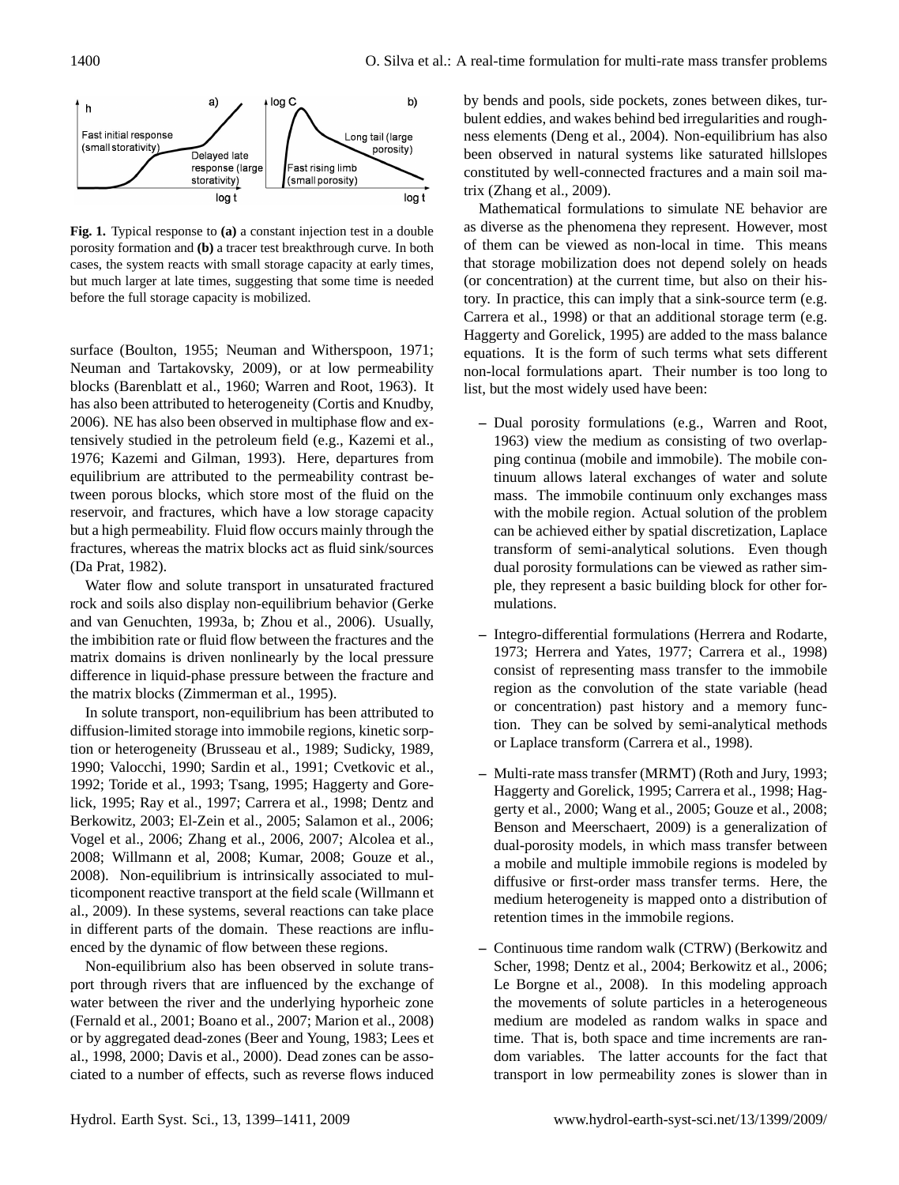Fig. 1. Typical response to **(a)** a constant injection test in a double porosity formation and **(b)** a tracer test breakthrough curve. In both cases, the system reacts with small storage capacity at early times, but much larger at late times, suggesting that some time is needed before the full storage capacity is mobilized.

surface (Boulton, 1955; Neuman and Witherspoon, 1971; Neuman and Tartakovsky, 2009), or at low permeability blocks (Barenblatt et al., 1960; Warren and Root, 1963). It has also been attributed to heterogeneity (Cortis and Knudby, 2006). NE has also been observed in multiphase flow and extensively studied in the petroleum field (e.g., Kazemi et al., 1976; Kazemi and Gilman, 1993). Here, departures from equilibrium are attributed to the permeability contrast between porous blocks, which store most of the fluid on the reservoir, and fractures, which have a low storage capacity but a high permeability. Fluid flow occurs mainly through the fractures, whereas the matrix blocks act as fluid sink/sources (Da Prat, 1982).

Water flow and solute transport in unsaturated fractured rock and soils also display non-equilibrium behavior (Gerke and van Genuchten, 1993a, b; Zhou et al., 2006). Usually, the imbibition rate or fluid flow between the fractures and the matrix domains is driven nonlinearly by the local pressure difference in liquid-phase pressure between the fracture and the matrix blocks (Zimmerman et al., 1995).

In solute transport, non-equilibrium has been attributed to diffusion-limited storage into immobile regions, kinetic sorption or heterogeneity (Brusseau et al., 1989; Sudicky, 1989, 1990; Valocchi, 1990; Sardin et al., 1991; Cvetkovic et al., 1992; Toride et al., 1993; Tsang, 1995; Haggerty and Gorelick, 1995; Ray et al., 1997; Carrera et al., 1998; Dentz and Berkowitz, 2003; El-Zein et al., 2005; Salamon et al., 2006; Vogel et al., 2006; Zhang et al., 2006, 2007; Alcolea et al., 2008; Willmann et al, 2008; Kumar, 2008; Gouze et al., 2008). Non-equilibrium is intrinsically associated to multicomponent reactive transport at the field scale (Willmann et al., 2009). In these systems, several reactions can take place in different parts of the domain. These reactions are influenced by the dynamic of flow between these regions.

Non-equilibrium also has been observed in solute transport through rivers that are influenced by the exchange of water between the river and the underlying hyporheic zone (Fernald et al., 2001; Boano et al., 2007; Marion et al., 2008) or by aggregated dead-zones (Beer and Young, 1983; Lees et al., 1998, 2000; Davis et al., 2000). Dead zones can be associated to a number of effects, such as reverse flows induced by bends and pools, side pockets, zones between dikes, turbulent eddies, and wakes behind bed irregularities and roughness elements (Deng et al., 2004). Non-equilibrium has also been observed in natural systems like saturated hillslopes constituted by well-connected fractures and a main soil matrix (Zhang et al., 2009).

Mathematical formulations to simulate NE behavior are as diverse as the phenomena they represent. However, most of them can be viewed as non-local in time. This means that storage mobilization does not depend solely on heads (or concentration) at the current time, but also on their history. In practice, this can imply that a sink-source term (e.g. Carrera et al., 1998) or that an additional storage term (e.g. Haggerty and Gorelick, 1995) are added to the mass balance equations. It is the form of such terms what sets different non-local formulations apart. Their number is too long to list, but the most widely used have been:

- Dual porosity formulations (e.g., Warren and Root, 1963) view the medium as consisting of two overlapping continua (mobile and immobile). The mobile continuum allows lateral exchanges of water and solute mass. The immobile continuum only exchanges mass with the mobile region. Actual solution of the problem can be achieved either by spatial discretization, Laplace transform of semi-analytical solutions. Even though dual porosity formulations can be viewed as rather simple, they represent a basic building block for other formulations.

- Integro-differential formulations (Herrera and Rodarte, 1973; Herrera and Yates, 1977; Carrera et al., 1998) consist of representing mass transfer to the immobile region as the convolution of the state variable (head or concentration) past history and a memory function. They can be solved by semi-analytical methods or Laplace transform (Carrera et al., 1998).

- Multi-rate mass transfer (MRMT) (Roth and Jury, 1993; Haggerty and Gorelick, 1995; Carrera et al., 1998; Haggerty et al., 2000; Wang et al., 2005; Gouze et al., 2008; Benson and Meerschaert, 2009) is a generalization of dual-porosity models, in which mass transfer between a mobile and multiple immobile regions is modeled by diffusive or first-order mass transfer terms. Here, the medium heterogeneity is mapped onto a distribution of retention times in the immobile regions.

- Continuous time random walk (CTRW) (Berkowitz and Scher, 1998; Dentz et al., 2004; Berkowitz et al., 2006; Le Borgne et al., 2008). In this modeling approach the movements of solute particles in a heterogeneous medium are modeled as random walks in space and time. That is, both space and time increments are random variables. The latter accounts for the fact that transport in low permeability zones is slower than in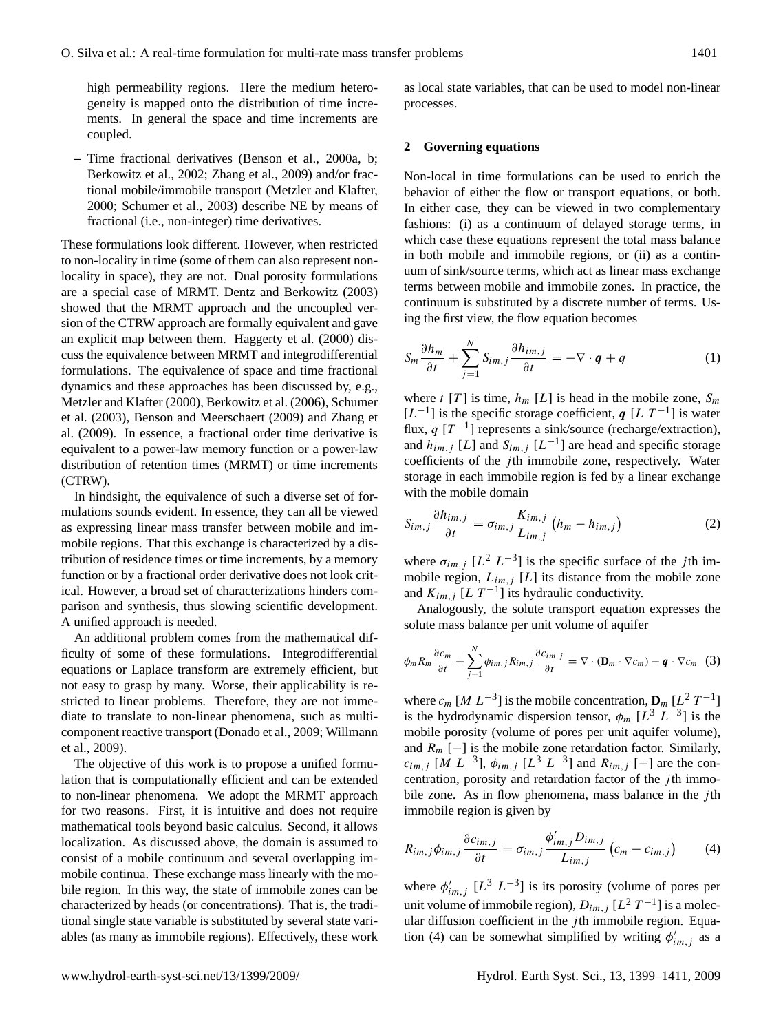high permeability regions. Here the medium heterogeneity is mapped onto the distribution of time increments. In general the space and time increments are coupled.

- Time fractional derivatives (Benson et al., 2000a, b; Berkowitz et al., 2002; Zhang et al., 2009) and/or fractional mobile/immobile transport (Metzler and Klafter, 2000; Schumer et al., 2003) describe NE by means of fractional (i.e., non-integer) time derivatives.

These formulations look different. However, when restricted to non-locality in time (some of them can also represent non-locality in space), they are not. Dual porosity formulations are a special case of MRMT. Dentz and Berkowitz (2003) showed that the MRMT approach and the uncoupled version of the CTRW approach are formally equivalent and gave an explicit map between them. Haggerty et al. (2000) discuss the equivalence between MRMT and integrodifferential formulations. The equivalence of space and time fractional dynamics and these approaches has been discussed by, e.g., Metzler and Klafter (2000), Berkowitz et al. (2006), Schumer et al. (2003), Benson and Meerschaert (2009) and Zhang et al. (2009). In essence, a fractional order time derivative is equivalent to a power-law memory function or a power-law distribution of retention times (MRMT) or time increments (CTRW).

In hindsight, the equivalence of such a diverse set of formulations sounds evident. In essence, they can all be viewed as expressing linear mass transfer between mobile and immobile regions. That this exchange is characterized by a distribution of residence times or time increments, by a memory function or by a fractional order derivative does not look critical. However, a broad set of characterizations hinders comparison and synthesis, thus slowing scientific development. A unified approach is needed.

An additional problem comes from the mathematical difficulty of some of these formulations. Integrodifferential equations or Laplace transform are extremely efficient, but not easy to grasp by many. Worse, their applicability is restricted to linear problems. Therefore, they are not immediate to translate to non-linear phenomena, such as multicomponent reactive transport (Donado et al., 2009; Willmann et al., 2009).

The objective of this work is to propose a unified formulation that is computationally efficient and can be extended to non-linear phenomena. We adopt the MRMT approach for two reasons. First, it is intuitive and does not require mathematical tools beyond basic calculus. Second, it allows localization. As discussed above, the domain is assumed to consist of a mobile continuum and several overlapping immobile continua. These exchange mass linearly with the mobile region. In this way, the state of immobile zones can be characterized by heads (or concentrations). That is, the traditional single state variable is substituted by several state variables (as many as immobile regions). Effectively, these work as local state variables, that can be used to model non-linear processes.

## 2 Governing equations

Non-local in time formulations can be used to enrich the behavior of either the flow or transport equations, or both. In either case, they can be viewed in two complementary fashions: (i) as a continuum of delayed storage terms, in which case these equations represent the total mass balance in both mobile and immobile regions, or (ii) as a continuum of sink/source terms, which act as linear mass exchange terms between mobile and immobile zones. In practice, the continuum is substituted by a discrete number of terms. Using the first view, the flow equation becomes

$$S_m \frac{\partial h_m}{\partial t} + \sum_{j=1}^{N} S_{im,j} \frac{\partial h_{im,j}}{\partial t} = -\nabla \cdot \boldsymbol{q} + q \tag{1}$$

where $t$ $[T]$ is time, $h_m$ $[L]$ is head in the mobile zone, $S_m$ $[L^{-1}]$ is the specific storage coefficient, $\boldsymbol{q}$ $[L\ T^{-1}]$ is water flux, $q$ $[T^{-1}]$ represents a sink/source (recharge/extraction), and $h_{im,j}$ $[L]$ and $S_{im,j}$ $[L^{-1}]$ are head and specific storage coefficients of the $j$th immobile zone, respectively. Water storage in each immobile region is fed by a linear exchange with the mobile domain

$$S_{im,j} \frac{\partial h_{im,j}}{\partial t} = \sigma_{im,j} \frac{K_{im,j}}{L_{im,j}} \left( h_m - h_{im,j} \right) \tag{2}$$

where $\sigma_{im,j}$ $[L^2\ L^{-3}]$ is the specific surface of the $j$th immobile region, $L_{im,j}$ $[L]$ its distance from the mobile zone and $K_{im,j}$ $[L\ T^{-1}]$ its hydraulic conductivity.

Analogously, the solute transport equation expresses the solute mass balance per unit volume of aquifer

$$\phi_m R_m \frac{\partial c_m}{\partial t} + \sum_{j=1}^{N} \phi_{im,j} R_{im,j} \frac{\partial c_{im,j}}{\partial t} = \nabla \cdot (\mathbf{D}_m \cdot \nabla c_m) - \boldsymbol{q} \cdot \nabla c_m \tag{3}$$

where $c_m$ $[M\ L^{-3}]$ is the mobile concentration, $\mathbf{D}_m$ $[L^2\ T^{-1}]$ is the hydrodynamic dispersion tensor, $\phi_m$ $[L^3\ L^{-3}]$ is the mobile porosity (volume of pores per unit aquifer volume), and $R_m$ $[-]$ is the mobile zone retardation factor. Similarly, $c_{im,j}$ $[M\ L^{-3}]$, $\phi_{im,j}$ $[L^3\ L^{-3}]$ and $R_{im,j}$ $[-]$ are the concentration, porosity and retardation factor of the $j$th immobile zone. As in flow phenomena, mass balance in the $j$th immobile region is given by

$$R_{im,j} \phi_{im,j} \frac{\partial c_{im,j}}{\partial t} = \sigma_{im,j} \frac{\phi'_{im,j} D_{im,j}}{L_{im,j}} \left( c_m - c_{im,j} \right) \tag{4}$$

where $\phi'_{im,j}$ $[L^3\ L^{-3}]$ is its porosity (volume of pores per unit volume of immobile region), $D_{im,j}$ $[L^2\ T^{-1}]$ is a molecular diffusion coefficient in the $j$th immobile region. Equation (4) can be somewhat simplified by writing $\phi'_{im,j}$ as a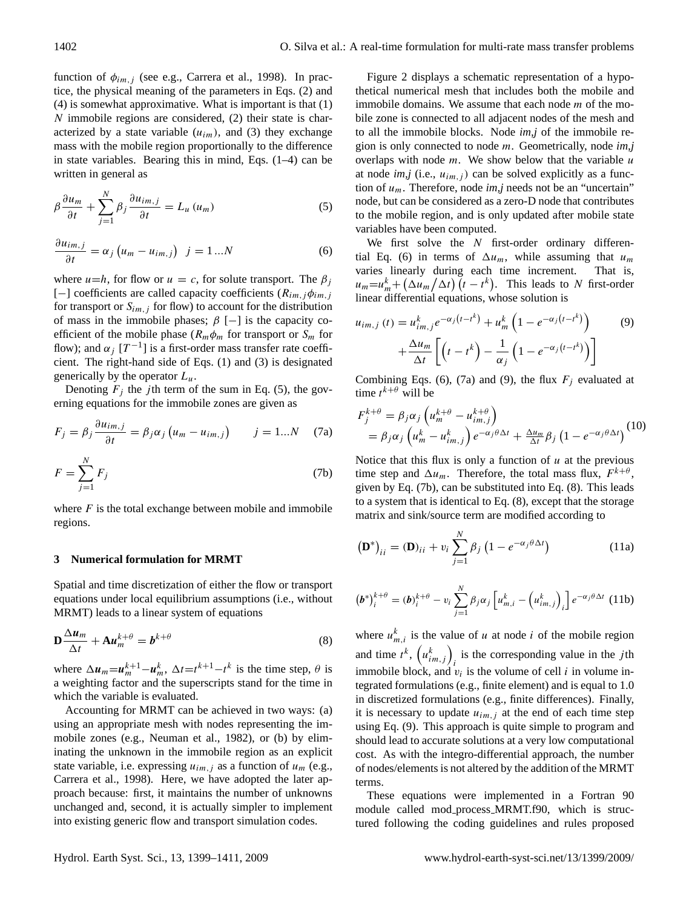function of $\phi_{im,j}$ (see e.g., Carrera et al., 1998). In practice, the physical meaning of the parameters in Eqs. (2) and (4) is somewhat approximative. What is important is that (1) $N$ immobile regions are considered, (2) their state is characterized by a state variable ($u_{im}$), and (3) they exchange mass with the mobile region proportionally to the difference in state variables. Bearing this in mind, Eqs. (1–4) can be written in general as

$$\beta \frac{\partial u_m}{\partial t} + \sum_{j=1}^{N} \beta_j \frac{\partial u_{im,j}}{\partial t} = L_u(u_m) \tag{5}$$

$$\frac{\partial u_{im,j}}{\partial t} = \alpha_j \left(u_m - u_{im,j}\right) \quad j = 1 \ldots N \tag{6}$$

where $u$=$h$, for flow or $u = c$, for solute transport. The $\beta_j$ [−] coefficients are called capacity coefficients ($R_{im,j}\phi_{im,j}$ for transport or $S_{im,j}$ for flow) to account for the distribution of mass in the immobile phases; $\beta$ [−] is the capacity coefficient of the mobile phase ($R_m\phi_m$ for transport or $S_m$ for flow); and $\alpha_j$ [$T^{-1}$] is a first-order mass transfer rate coefficient. The right-hand side of Eqs. (1) and (3) is designated generically by the operator $L_u$.

Denoting $F_j$ the $j$th term of the sum in Eq. (5), the governing equations for the immobile zones are given as

$$F_j = \beta_j \frac{\partial u_{im,j}}{\partial t} = \beta_j \alpha_j \left(u_m - u_{im,j}\right) \qquad j = 1 \ldots N \tag{7a}$$

$$F = \sum_{j=1}^{N} F_j \tag{7b}$$

where $F$ is the total exchange between mobile and immobile regions.

## 3 Numerical formulation for MRMT

Spatial and time discretization of either the flow or transport equations under local equilibrium assumptions (i.e., without MRMT) leads to a linear system of equations

$$\mathbf{D} \frac{\Delta \boldsymbol{u}_m}{\Delta t} + \mathbf{A} \boldsymbol{u}_m^{k+\theta} = \boldsymbol{b}^{k+\theta} \tag{8}$$

where $\Delta \boldsymbol{u}_m$=$\boldsymbol{u}_m^{k+1}$−$\boldsymbol{u}_m^k$, $\Delta t$=$t^{k+1}$−$t^k$ is the time step, $\theta$ is a weighting factor and the superscripts stand for the time in which the variable is evaluated.

Accounting for MRMT can be achieved in two ways: (a) using an appropriate mesh with nodes representing the immobile zones (e.g., Neuman et al., 1982), or (b) by eliminating the unknown in the immobile region as an explicit state variable, i.e. expressing $u_{im,j}$ as a function of $u_m$ (e.g., Carrera et al., 1998). Here, we have adopted the later approach because: first, it maintains the number of unknowns unchanged and, second, it is actually simpler to implement into existing generic flow and transport simulation codes.

Figure 2 displays a schematic representation of a hypothetical numerical mesh that includes both the mobile and immobile domains. We assume that each node $m$ of the mobile zone is connected to all adjacent nodes of the mesh and to all the immobile blocks. Node *im,j* of the immobile region is only connected to node $m$. Geometrically, node *im,j* overlaps with node $m$. We show below that the variable $u$ at node *im,j* (i.e., $u_{im,j}$) can be solved explicitly as a function of $u_m$. Therefore, node *im,j* needs not be an "uncertain" node, but can be considered as a zero-D node that contributes to the mobile region, and is only updated after mobile state variables have been computed.

We first solve the $N$ first-order ordinary differential Eq. (6) in terms of $\Delta u_m$, while assuming that $u_m$ varies linearly during each time increment. That is, $u_m$=$u_m^k$+$\left(\Delta u_m / \Delta t\right)\left(t - t^k\right)$. This leads to $N$ first-order linear differential equations, whose solution is

$$u_{im,j}(t) = u_{im,j}^k e^{-\alpha_j\left(t-t^k\right)} + u_m^k \left(1 - e^{-\alpha_j\left(t-t^k\right)}\right) + \frac{\Delta u_m}{\Delta t}\left[\left(t - t^k\right) - \frac{1}{\alpha_j}\left(1 - e^{-\alpha_j\left(t-t^k\right)}\right)\right] \tag{9}$$

Combining Eqs. (6), (7a) and (9), the flux $F_j$ evaluated at time $t^{k+\theta}$ will be

$$\begin{aligned} F_j^{k+\theta} &= \beta_j \alpha_j \left(u_m^{k+\theta} - u_{im,j}^{k+\theta}\right) \\ &= \beta_j \alpha_j \left(u_m^k - u_{im,j}^k\right) e^{-\alpha_j \theta \Delta t} + \frac{\Delta u_m}{\Delta t} \beta_j \left(1 - e^{-\alpha_j \theta \Delta t}\right) \end{aligned} \tag{10}$$

Notice that this flux is only a function of $u$ at the previous time step and $\Delta u_m$. Therefore, the total mass flux, $F^{k+\theta}$, given by Eq. (7b), can be substituted into Eq. (8). This leads to a system that is identical to Eq. (8), except that the storage matrix and sink/source term are modified according to

$$\left(\mathbf{D}^*\right)_{ii} = (\mathbf{D})_{ii} + v_i \sum_{j=1}^{N} \beta_j \left(1 - e^{-\alpha_j \theta \Delta t}\right) \tag{11a}$$

$$\left(\boldsymbol{b}^*\right)_i^{k+\theta} = (\boldsymbol{b})_i^{k+\theta} - v_i \sum_{j=1}^{N} \beta_j \alpha_j \left[u_{m,i}^k - \left(u_{im,j}^k\right)_i\right] e^{-\alpha_j \theta \Delta t} \tag{11b}$$

where $u_{m,i}^k$ is the value of $u$ at node $i$ of the mobile region and time $t^k$, $\left(u_{im,j}^k\right)_i$ is the corresponding value in the $j$th immobile block, and $v_i$ is the volume of cell $i$ in volume integrated formulations (e.g., finite element) and is equal to 1.0 in discretized formulations (e.g., finite differences). Finally, it is necessary to update $u_{im,j}$ at the end of each time step using Eq. (9). This approach is quite simple to program and should lead to accurate solutions at a very low computational cost. As with the integro-differential approach, the number of nodes/elements is not altered by the addition of the MRMT terms.

These equations were implemented in a Fortran 90 module called mod_process_MRMT.f90, which is structured following the coding guidelines and rules proposed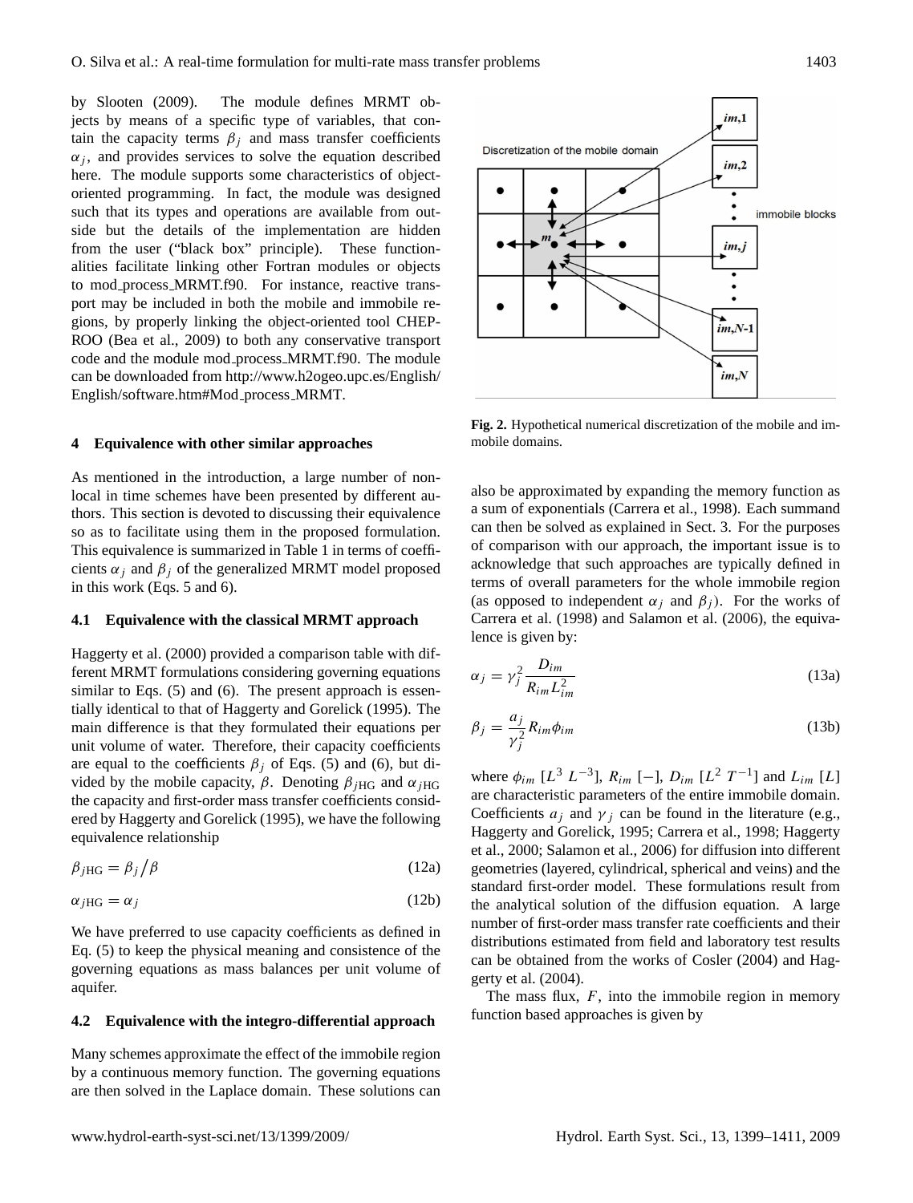by Slooten (2009). The module defines MRMT objects by means of a specific type of variables, that contain the capacity terms $\beta_j$ and mass transfer coefficients $\alpha_j$, and provides services to solve the equation described here. The module supports some characteristics of object-oriented programming. In fact, the module was designed such that its types and operations are available from outside but the details of the implementation are hidden from the user ("black box" principle). These functionalities facilitate linking other Fortran modules or objects to mod_process_MRMT.f90. For instance, reactive transport may be included in both the mobile and immobile regions, by properly linking the object-oriented tool CHEPROO (Bea et al., 2009) to both any conservative transport code and the module mod_process_MRMT.f90. The module can be downloaded from http://www.h2ogeo.upc.es/English/English/software.htm#Mod_process_MRMT.

## 4 Equivalence with other similar approaches

As mentioned in the introduction, a large number of non-local in time schemes have been presented by different authors. This section is devoted to discussing their equivalence so as to facilitate using them in the proposed formulation. This equivalence is summarized in Table 1 in terms of coefficients $\alpha_j$ and $\beta_j$ of the generalized MRMT model proposed in this work (Eqs. 5 and 6).

### 4.1 Equivalence with the classical MRMT approach

Haggerty et al. (2000) provided a comparison table with different MRMT formulations considering governing equations similar to Eqs. (5) and (6). The present approach is essentially identical to that of Haggerty and Gorelick (1995). The main difference is that they formulated their equations per unit volume of water. Therefore, their capacity coefficients are equal to the coefficients $\beta_j$ of Eqs. (5) and (6), but divided by the mobile capacity, $\beta$. Denoting $\beta_{j\text{HG}}$ and $\alpha_{j\text{HG}}$ the capacity and first-order mass transfer coefficients considered by Haggerty and Gorelick (1995), we have the following equivalence relationship

$$\beta_{j\text{HG}} = \beta_j / \beta \tag{12a}$$

$$\alpha_{j\text{HG}} = \alpha_j \tag{12b}$$

We have preferred to use capacity coefficients as defined in Eq. (5) to keep the physical meaning and consistence of the governing equations as mass balances per unit volume of aquifer.

### 4.2 Equivalence with the integro-differential approach

Many schemes approximate the effect of the immobile region by a continuous memory function. The governing equations are then solved in the Laplace domain. These solutions can also be approximated by expanding the memory function as a sum of exponentials (Carrera et al., 1998). Each summand can then be solved as explained in Sect. 3. For the purposes of comparison with our approach, the important issue is to acknowledge that such approaches are typically defined in terms of overall parameters for the whole immobile region (as opposed to independent $\alpha_j$ and $\beta_j$). For the works of Carrera et al. (1998) and Salamon et al. (2006), the equivalence is given by:

$$\alpha_j = \gamma_j^2 \frac{D_{im}}{R_{im} L_{im}^2} \tag{13a}$$

$$\beta_j = \frac{a_j}{\gamma_j^2} R_{im} \phi_{im} \tag{13b}$$

where $\phi_{im}$ [$L^3\ L^{-3}$], $R_{im}$ [−], $D_{im}$ [$L^2\ T^{-1}$] and $L_{im}$ [$L$] are characteristic parameters of the entire immobile domain. Coefficients $a_j$ and $\gamma_j$ can be found in the literature (e.g., Haggerty and Gorelick, 1995; Carrera et al., 1998; Haggerty et al., 2000; Salamon et al., 2006) for diffusion into different geometries (layered, cylindrical, spherical and veins) and the standard first-order model. These formulations result from the analytical solution of the diffusion equation. A large number of first-order mass transfer rate coefficients and their distributions estimated from field and laboratory test results can be obtained from the works of Cosler (2004) and Haggerty et al. (2004).

The mass flux, $F$, into the immobile region in memory function based approaches is given by

**Fig. 2.** Hypothetical numerical discretization of the mobile and immobile domains.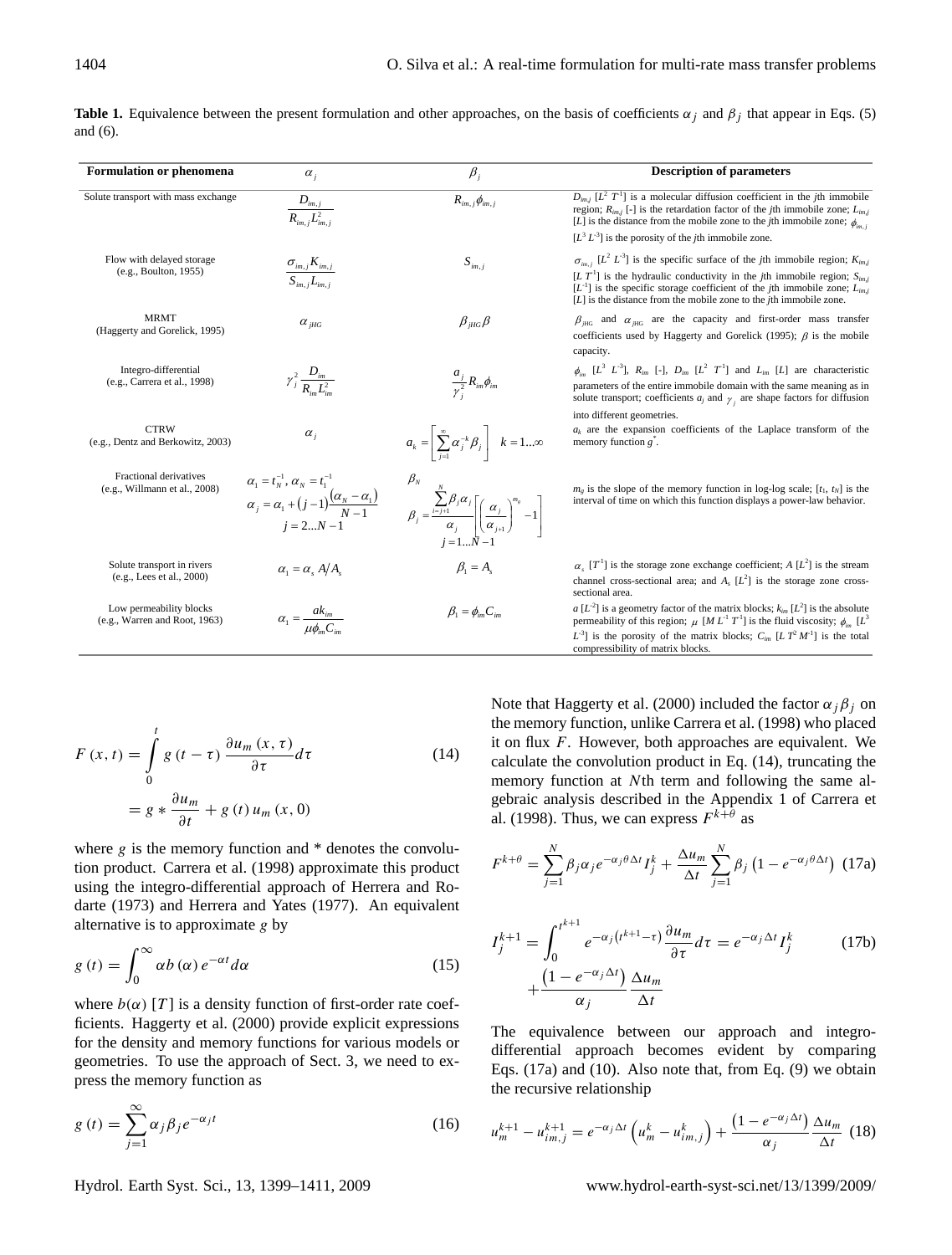**Table 1.** Equivalence between the present formulation and other approaches, on the basis of coefficients $\alpha_j$ and $\beta_j$ that appear in Eqs. (5) and (6).

| Formulation or phenomena | $\alpha_j$ | $\beta_j$ | Description of parameters |
|---|---|---|---|
| Solute transport with mass exchange | $\dfrac{D_{im,j}}{R_{im,j} L_{im,j}^2}$ | $R_{im,j}\phi_{im,j}$ | $D_{im,j}$ [$L^2\,T^{-1}$] is a molecular diffusion coefficient in the $j$th immobile region; $R_{im,j}$ [-] is the retardation factor of the $j$th immobile zone; $L_{im,j}$ [$L$] is the distance from the mobile zone to the $j$th immobile zone; $\phi_{im,j}$ [$L^3\,L^{-3}$] is the porosity of the $j$th immobile zone. |
| Flow with delayed storage (e.g., Boulton, 1955) | $\dfrac{\sigma_{im,j} K_{im,j}}{S_{im,j} L_{im,j}}$ | $S_{im,j}$ | $\sigma_{im,j}$ [$L^2\,L^{-3}$] is the specific surface of the $j$th immobile region; $K_{im,j}$ [$L\,T^{-1}$] is the hydraulic conductivity in the $j$th immobile region; $S_{im,j}$ [$L^{-1}$] is the specific storage coefficient of the $j$th immobile zone; $L_{im,j}$ [$L$] is the distance from the mobile zone to the $j$th immobile zone. |
| MRMT (Haggerty and Gorelick, 1995) | $\alpha_{jHG}$ | $\beta_{jHG}\beta$ | $\beta_{jHG}$ and $\alpha_{jHG}$ are the capacity and first-order mass transfer coefficients used by Haggerty and Gorelick (1995); $\beta$ is the mobile capacity. |
| Integro-differential (e.g., Carrera et al., 1998) | $\gamma_j^2 \dfrac{D_{im}}{R_{im} L_{im}^2}$ | $\dfrac{a_j}{\gamma_j^2} R_{im}\phi_{im}$ | $\phi_{im}$ [$L^3\,L^{-3}$], $R_{im}$ [-], $D_{im}$ [$L^2\,T^{-1}$] and $L_{im}$ [$L$] are characteristic parameters of the entire immobile domain with the same meaning as in solute transport; coefficients $a_j$ and $\gamma_j$ are shape factors for diffusion into different geometries. |
| CTRW (e.g., Dentz and Berkowitz, 2003) | $\alpha_j$ | $a_k = \left[\sum_{j=1}^{\infty} \alpha_j^{-k}\beta_j\right] \quad k=1...\infty$ | $a_k$ are the expansion coefficients of the Laplace transform of the memory function $g^*$. |
| Fractional derivatives (e.g., Willmann et al., 2008) | $\alpha_1 = t_N^{-1},\ \alpha_N = t_1^{-1}$; $\alpha_j = \alpha_1 + (j-1)\dfrac{(\alpha_N-\alpha_1)}{N-1}$; $j=2...N-1$ | $\beta_N$; $\beta_j = \dfrac{\sum_{i=j+1}^{N}\beta_i\alpha_i}{\alpha_j}\left[\left(\dfrac{\alpha_j}{\alpha_{j+1}}\right)^{m_g}-1\right]$; $j=1...N-1$ | $m_g$ is the slope of the memory function in log-log scale; [$t_1$, $t_N$] is the interval of time on which this function displays a power-law behavior. |
| Solute transport in rivers (e.g., Lees et al., 2000) | $\alpha_1 = \alpha_s\, A/A_s$ | $\beta_1 = A_s$ | $\alpha_s$ [$T^{-1}$] is the storage zone exchange coefficient; $A$ [$L^2$] is the stream channel cross-sectional area; and $A_s$ [$L^2$] is the storage zone cross-sectional area. |
| Low permeability blocks (e.g., Warren and Root, 1963) | $\alpha_1 = \dfrac{a k_{im}}{\mu \phi_{im} C_{im}}$ | $\beta_1 = \phi_{im} C_{im}$ | $a$ [$L^{-2}$] is a geometry factor of the matrix blocks; $k_{im}$ [$L^2$] is the absolute permeability of this region; $\mu$ [$M\,L^{-1}\,T^{-1}$] is the fluid viscosity; $\phi_{im}$ [$L^3\,L^{-3}$] is the porosity of the matrix blocks; $C_{im}$ [$L\,T^2\,M^{-1}$] is the total compressibility of matrix blocks. |

$$
\begin{aligned}
F(x,t) &= \int_0^t g(t-\tau)\,\frac{\partial u_m(x,\tau)}{\partial \tau}\,d\tau \\
&= g * \frac{\partial u_m}{\partial t} + g(t)\,u_m(x,0)
\end{aligned} \tag{14}
$$

where $g$ is the memory function and * denotes the convolution product. Carrera et al. (1998) approximate this product using the integro-differential approach of Herrera and Rodarte (1973) and Herrera and Yates (1977). An equivalent alternative is to approximate $g$ by

$$
g(t) = \int_0^{\infty} \alpha b(\alpha)\, e^{-\alpha t}\, d\alpha \tag{15}
$$

where $b(\alpha)$ [$T$] is a density function of first-order rate coefficients. Haggerty et al. (2000) provide explicit expressions for the density and memory functions for various models or geometries. To use the approach of Sect. 3, we need to express the memory function as

$$
g(t) = \sum_{j=1}^{\infty} \alpha_j \beta_j e^{-\alpha_j t} \tag{16}
$$

Note that Haggerty et al. (2000) included the factor $\alpha_j\beta_j$ on the memory function, unlike Carrera et al. (1998) who placed it on flux $F$. However, both approaches are equivalent. We calculate the convolution product in Eq. (14), truncating the memory function at $N$th term and following the same algebraic analysis described in the Appendix 1 of Carrera et al. (1998). Thus, we can express $F^{k+\theta}$ as

$$
F^{k+\theta} = \sum_{j=1}^{N} \beta_j \alpha_j e^{-\alpha_j \theta \Delta t} I_j^k + \frac{\Delta u_m}{\Delta t} \sum_{j=1}^{N} \beta_j \left(1 - e^{-\alpha_j \theta \Delta t}\right) \tag{17a}
$$

$$
\begin{aligned}
I_j^{k+1} &= \int_0^{t^{k+1}} e^{-\alpha_j\left(t^{k+1}-\tau\right)} \frac{\partial u_m}{\partial \tau}\, d\tau = e^{-\alpha_j \Delta t} I_j^k \\
&+ \frac{\left(1 - e^{-\alpha_j \Delta t}\right)}{\alpha_j} \frac{\Delta u_m}{\Delta t}
\end{aligned} \tag{17b}
$$

The equivalence between our approach and integro-differential approach becomes evident by comparing Eqs. (17a) and (10). Also note that, from Eq. (9) we obtain the recursive relationship

$$
u_m^{k+1} - u_{im,j}^{k+1} = e^{-\alpha_j \Delta t}\left(u_m^k - u_{im,j}^k\right) + \frac{\left(1 - e^{-\alpha_j \Delta t}\right)}{\alpha_j} \frac{\Delta u_m}{\Delta t} \tag{18}
$$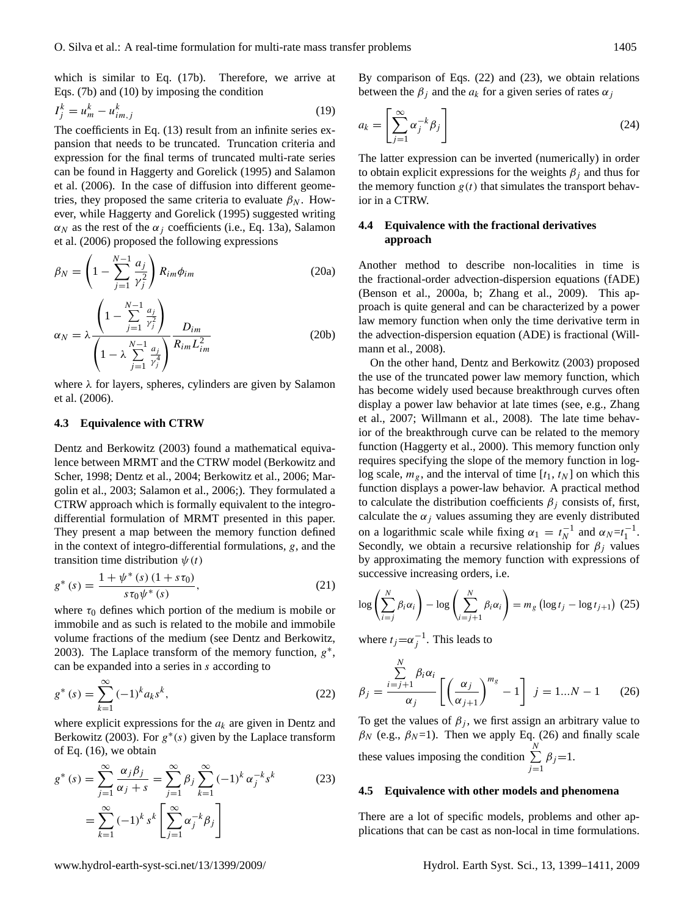which is similar to Eq. (17b). Therefore, we arrive at Eqs. (7b) and (10) by imposing the condition

$$I_j^k = u_m^k - u_{im,j}^k \tag{19}$$

The coefficients in Eq. (13) result from an infinite series expansion that needs to be truncated. Truncation criteria and expression for the final terms of truncated multi-rate series can be found in Haggerty and Gorelick (1995) and Salamon et al. (2006). In the case of diffusion into different geometries, they proposed the same criteria to evaluate $\beta_N$. However, while Haggerty and Gorelick (1995) suggested writing $\alpha_N$ as the rest of the $\alpha_j$ coefficients (i.e., Eq. 13a), Salamon et al. (2006) proposed the following expressions

$$\beta_N = \left(1 - \sum_{j=1}^{N-1} \frac{a_j}{\gamma_j^2}\right) R_{im}\phi_{im} \tag{20a}$$

$$\alpha_N = \lambda \frac{\left(1 - \sum\limits_{j=1}^{N-1} \frac{a_j}{\gamma_j^2}\right)}{\left(1 - \lambda \sum\limits_{j=1}^{N-1} \frac{a_j}{\gamma_j^4}\right)} \frac{D_{im}}{R_{im} L_{im}^2} \tag{20b}$$

where $\lambda$ for layers, spheres, cylinders are given by Salamon et al. (2006).

### 4.3 Equivalence with CTRW

Dentz and Berkowitz (2003) found a mathematical equivalence between MRMT and the CTRW model (Berkowitz and Scher, 1998; Dentz et al., 2004; Berkowitz et al., 2006; Margolin et al., 2003; Salamon et al., 2006;). They formulated a CTRW approach which is formally equivalent to the integro-differential formulation of MRMT presented in this paper. They present a map between the memory function defined in the context of integro-differential formulations, $g$, and the transition time distribution $\psi(t)$

$$g^*(s) = \frac{1 + \psi^*(s)(1 + s\tau_0)}{s\tau_0 \psi^*(s)}, \tag{21}$$

where $\tau_0$ defines which portion of the medium is mobile or immobile and as such is related to the mobile and immobile volume fractions of the medium (see Dentz and Berkowitz, 2003). The Laplace transform of the memory function, $g^*$, can be expanded into a series in $s$ according to

$$g^*(s) = \sum_{k=1}^{\infty} (-1)^k a_k s^k, \tag{22}$$

where explicit expressions for the $a_k$ are given in Dentz and Berkowitz (2003). For $g^*(s)$ given by the Laplace transform of Eq. (16), we obtain

$$g^*(s) = \sum_{j=1}^{\infty} \frac{\alpha_j \beta_j}{\alpha_j + s} = \sum_{j=1}^{\infty} \beta_j \sum_{k=1}^{\infty} (-1)^k \alpha_j^{-k} s^k = \sum_{k=1}^{\infty} (-1)^k s^k \left[\sum_{j=1}^{\infty} \alpha_j^{-k} \beta_j\right] \tag{23}$$

By comparison of Eqs. (22) and (23), we obtain relations between the $\beta_j$ and the $a_k$ for a given series of rates $\alpha_j$

$$a_k = \left[\sum_{j=1}^{\infty} \alpha_j^{-k} \beta_j\right] \tag{24}$$

The latter expression can be inverted (numerically) in order to obtain explicit expressions for the weights $\beta_j$ and thus for the memory function $g(t)$ that simulates the transport behavior in a CTRW.

### 4.4 Equivalence with the fractional derivatives approach

Another method to describe non-localities in time is the fractional-order advection-dispersion equations (fADE) (Benson et al., 2000a, b; Zhang et al., 2009). This approach is quite general and can be characterized by a power law memory function when only the time derivative term in the advection-dispersion equation (ADE) is fractional (Willmann et al., 2008).

On the other hand, Dentz and Berkowitz (2003) proposed the use of the truncated power law memory function, which has become widely used because breakthrough curves often display a power law behavior at late times (see, e.g., Zhang et al., 2007; Willmann et al., 2008). The late time behavior of the breakthrough curve can be related to the memory function (Haggerty et al., 2000). This memory function only requires specifying the slope of the memory function in log-log scale, $m_g$, and the interval of time $[t_1, t_N]$ on which this function displays a power-law behavior. A practical method to calculate the distribution coefficients $\beta_j$ consists of, first, calculate the $\alpha_j$ values assuming they are evenly distributed on a logarithmic scale while fixing $\alpha_1 = t_N^{-1}$ and $\alpha_N = t_1^{-1}$. Secondly, we obtain a recursive relationship for $\beta_j$ values by approximating the memory function with expressions of successive increasing orders, i.e.

$$\log\left(\sum_{i=j}^{N} \beta_i \alpha_i\right) - \log\left(\sum_{i=j+1}^{N} \beta_i \alpha_i\right) = m_g \left(\log t_j - \log t_{j+1}\right) \tag{25}$$

where $t_j = \alpha_j^{-1}$. This leads to

$$\beta_j = \frac{\sum\limits_{i=j+1}^{N} \beta_i \alpha_i}{\alpha_j} \left[\left(\frac{\alpha_j}{\alpha_{j+1}}\right)^{m_g} - 1\right] \quad j = 1 \ldots N-1 \tag{26}$$

To get the values of $\beta_j$, we first assign an arbitrary value to $\beta_N$ (e.g., $\beta_N$=1). Then we apply Eq. (26) and finally scale these values imposing the condition $\sum\limits_{j=1}^{N} \beta_j = 1$.

### 4.5 Equivalence with other models and phenomena

There are a lot of specific models, problems and other applications that can be cast as non-local in time formulations.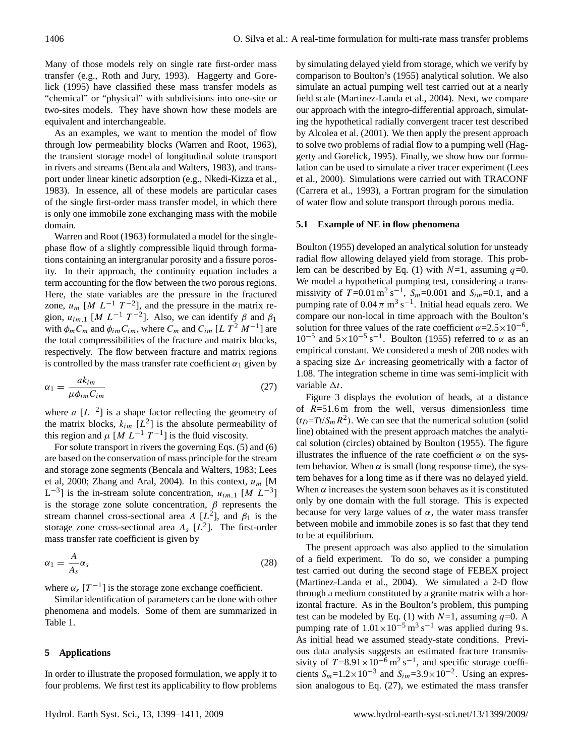Many of those models rely on single rate first-order mass transfer (e.g., Roth and Jury, 1993). Haggerty and Gorelick (1995) have classified these mass transfer models as "chemical" or "physical" with subdivisions into one-site or two-sites models. They have shown how these models are equivalent and interchangeable.

As an examples, we want to mention the model of flow through low permeability blocks (Warren and Root, 1963), the transient storage model of longitudinal solute transport in rivers and streams (Bencala and Walters, 1983), and transport under linear kinetic adsorption (e.g., Nkedi-Kizza et al., 1983). In essence, all of these models are particular cases of the single first-order mass transfer model, in which there is only one immobile zone exchanging mass with the mobile domain.

Warren and Root (1963) formulated a model for the single-phase flow of a slightly compressible liquid through formations containing an intergranular porosity and a fissure porosity. In their approach, the continuity equation includes a term accounting for the flow between the two porous regions. Here, the state variables are the pressure in the fractured zone, $u_m$ [$M\ L^{-1}\ T^{-2}$], and the pressure in the matrix region, $u_{im,1}$ [$M\ L^{-1}\ T^{-2}$]. Also, we can identify $\beta$ and $\beta_1$ with $\phi_m C_m$ and $\phi_{im} C_{im}$, where $C_m$ and $C_{im}$ [$L\ T^2\ M^{-1}$] are the total compressibilities of the fracture and matrix blocks, respectively. The flow between fracture and matrix regions is controlled by the mass transfer rate coefficient $\alpha_1$ given by

$$\alpha_1 = \frac{a k_{im}}{\mu \phi_{im} C_{im}} \tag{27}$$

where $a$ [$L^{-2}$] is a shape factor reflecting the geometry of the matrix blocks, $k_{im}$ [$L^2$] is the absolute permeability of this region and $\mu$ [$M\ L^{-1}\ T^{-1}$] is the fluid viscosity.

For solute transport in rivers the governing Eqs. (5) and (6) are based on the conservation of mass principle for the stream and storage zone segments (Bencala and Walters, 1983; Lees et al, 2000; Zhang and Aral, 2004). In this context, $u_m$ [$M\ L^{-3}$] is the in-stream solute concentration, $u_{im,1}$ [$M\ L^{-3}$] is the storage zone solute concentration, $\beta$ represents the stream channel cross-sectional area $A$ [$L^2$], and $\beta_1$ is the storage zone cross-sectional area $A_s$ [$L^2$]. The first-order mass transfer rate coefficient is given by

$$\alpha_1 = \frac{A}{A_s}\alpha_s \tag{28}$$

where $\alpha_s$ [$T^{-1}$] is the storage zone exchange coefficient.

Similar identification of parameters can be done with other phenomena and models. Some of them are summarized in Table 1.

## 5 Applications

In order to illustrate the proposed formulation, we apply it to four problems. We first test its applicability to flow problems by simulating delayed yield from storage, which we verify by comparison to Boulton's (1955) analytical solution. We also simulate an actual pumping well test carried out at a nearly field scale (Martinez-Landa et al., 2004). Next, we compare our approach with the integro-differential approach, simulating the hypothetical radially convergent tracer test described by Alcolea et al. (2001). We then apply the present approach to solve two problems of radial flow to a pumping well (Haggerty and Gorelick, 1995). Finally, we show how our formulation can be used to simulate a river tracer experiment (Lees et al., 2000). Simulations were carried out with TRACONF (Carrera et al., 1993), a Fortran program for the simulation of water flow and solute transport through porous media.

### 5.1 Example of NE in flow phenomena

Boulton (1955) developed an analytical solution for unsteady radial flow allowing delayed yield from storage. This problem can be described by Eq. (1) with $N$=1, assuming $q$=0. We model a hypothetical pumping test, considering a transmissivity of $T$=0.01 m$^2$ s$^{-1}$, $S_m$=0.001 and $S_{im}$=0.1, and a pumping rate of $0.04\,\pi$ m$^3$ s$^{-1}$. Initial head equals zero. We compare our non-local in time approach with the Boulton's solution for three values of the rate coefficient $\alpha$=2.5×10$^{-6}$, 10$^{-5}$ and 5×10$^{-5}$ s$^{-1}$. Boulton (1955) referred to $\alpha$ as an empirical constant. We considered a mesh of 208 nodes with a spacing size $\Delta r$ increasing geometrically with a factor of 1.08. The integration scheme in time was semi-implicit with variable $\Delta t$.

Figure 3 displays the evolution of heads, at a distance of $R$=51.6 m from the well, versus dimensionless time ($t_D$=$Tt/S_m R^2$). We can see that the numerical solution (solid line) obtained with the present approach matches the analytical solution (circles) obtained by Boulton (1955). The figure illustrates the influence of the rate coefficient $\alpha$ on the system behavior. When $\alpha$ is small (long response time), the system behaves for a long time as if there was no delayed yield. When $\alpha$ increases the system soon behaves as it is constituted only by one domain with the full storage. This is expected because for very large values of $\alpha$, the water mass transfer between mobile and immobile zones is so fast that they tend to be at equilibrium.

The present approach was also applied to the simulation of a field experiment. To do so, we consider a pumping test carried out during the second stage of FEBEX project (Martinez-Landa et al., 2004). We simulated a 2-D flow through a medium constituted by a granite matrix with a horizontal fracture. As in the Boulton's problem, this pumping test can be modeled by Eq. (1) with $N$=1, assuming $q$=0. A pumping rate of 1.01×10$^{-5}$ m$^3$ s$^{-1}$ was applied during 9 s. As initial head we assumed steady-state conditions. Previous data analysis suggests an estimated fracture transmissivity of $T$=8.91×10$^{-6}$ m$^2$ s$^{-1}$, and specific storage coefficients $S_m$=1.2×10$^{-3}$ and $S_{im}$=3.9×10$^{-2}$. Using an expression analogous to Eq. (27), we estimated the mass transfer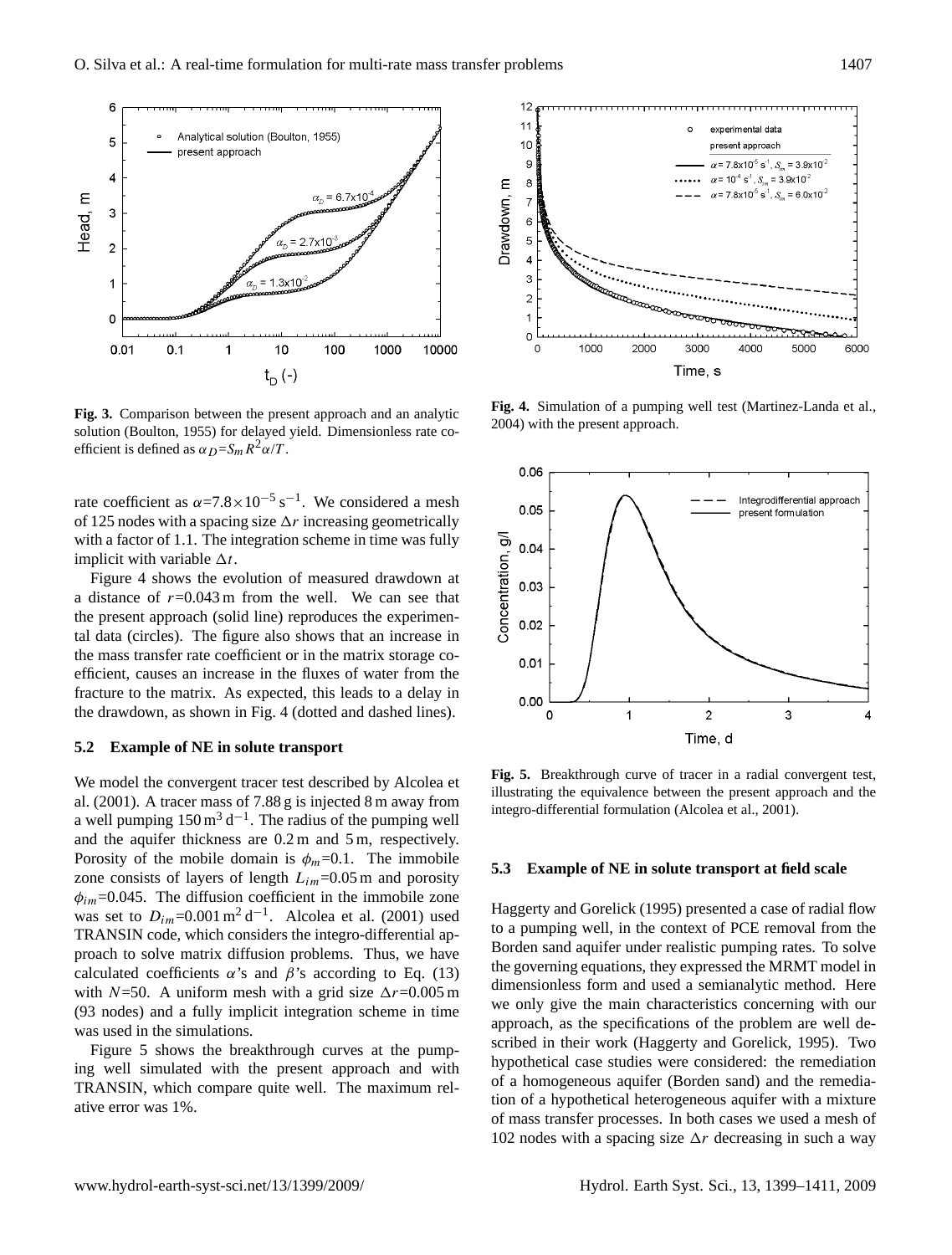**Fig. 3.** Comparison between the present approach and an analytic solution (Boulton, 1955) for delayed yield. Dimensionless rate coefficient is defined as $\alpha_D = S_m R^2 \alpha / T$.

**Fig. 4.** Simulation of a pumping well test (Martinez-Landa et al., 2004) with the present approach.

rate coefficient as $\alpha=7.8\times10^{-5}\,\mathrm{s}^{-1}$. We considered a mesh of 125 nodes with a spacing size $\Delta r$ increasing geometrically with a factor of 1.1. The integration scheme in time was fully implicit with variable $\Delta t$.

Figure 4 shows the evolution of measured drawdown at a distance of $r$=0.043 m from the well. We can see that the present approach (solid line) reproduces the experimental data (circles). The figure also shows that an increase in the mass transfer rate coefficient or in the matrix storage coefficient, causes an increase in the fluxes of water from the fracture to the matrix. As expected, this leads to a delay in the drawdown, as shown in Fig. 4 (dotted and dashed lines).

### 5.2 Example of NE in solute transport

We model the convergent tracer test described by Alcolea et al. (2001). A tracer mass of 7.88 g is injected 8 m away from a well pumping $150\,\mathrm{m}^3\,\mathrm{d}^{-1}$. The radius of the pumping well and the aquifer thickness are 0.2 m and 5 m, respectively. Porosity of the mobile domain is $\phi_m$=0.1. The immobile zone consists of layers of length $L_{im}$=0.05 m and porosity $\phi_{im}$=0.045. The diffusion coefficient in the immobile zone was set to $D_{im}=0.001\,\mathrm{m}^2\,\mathrm{d}^{-1}$. Alcolea et al. (2001) used TRANSIN code, which considers the integro-differential approach to solve matrix diffusion problems. Thus, we have calculated coefficients $\alpha$'s and $\beta$'s according to Eq. (13) with $N$=50. A uniform mesh with a grid size $\Delta r$=0.005 m (93 nodes) and a fully implicit integration scheme in time was used in the simulations.

Figure 5 shows the breakthrough curves at the pumping well simulated with the present approach and with TRANSIN, which compare quite well. The maximum relative error was 1%.

**Fig. 5.** Breakthrough curve of tracer in a radial convergent test, illustrating the equivalence between the present approach and the integro-differential formulation (Alcolea et al., 2001).

### 5.3 Example of NE in solute transport at field scale

Haggerty and Gorelick (1995) presented a case of radial flow to a pumping well, in the context of PCE removal from the Borden sand aquifer under realistic pumping rates. To solve the governing equations, they expressed the MRMT model in dimensionless form and used a semianalytic method. Here we only give the main characteristics concerning with our approach, as the specifications of the problem are well described in their work (Haggerty and Gorelick, 1995). Two hypothetical case studies were considered: the remediation of a homogeneous aquifer (Borden sand) and the remediation of a hypothetical heterogeneous aquifer with a mixture of mass transfer processes. In both cases we used a mesh of 102 nodes with a spacing size $\Delta r$ decreasing in such a way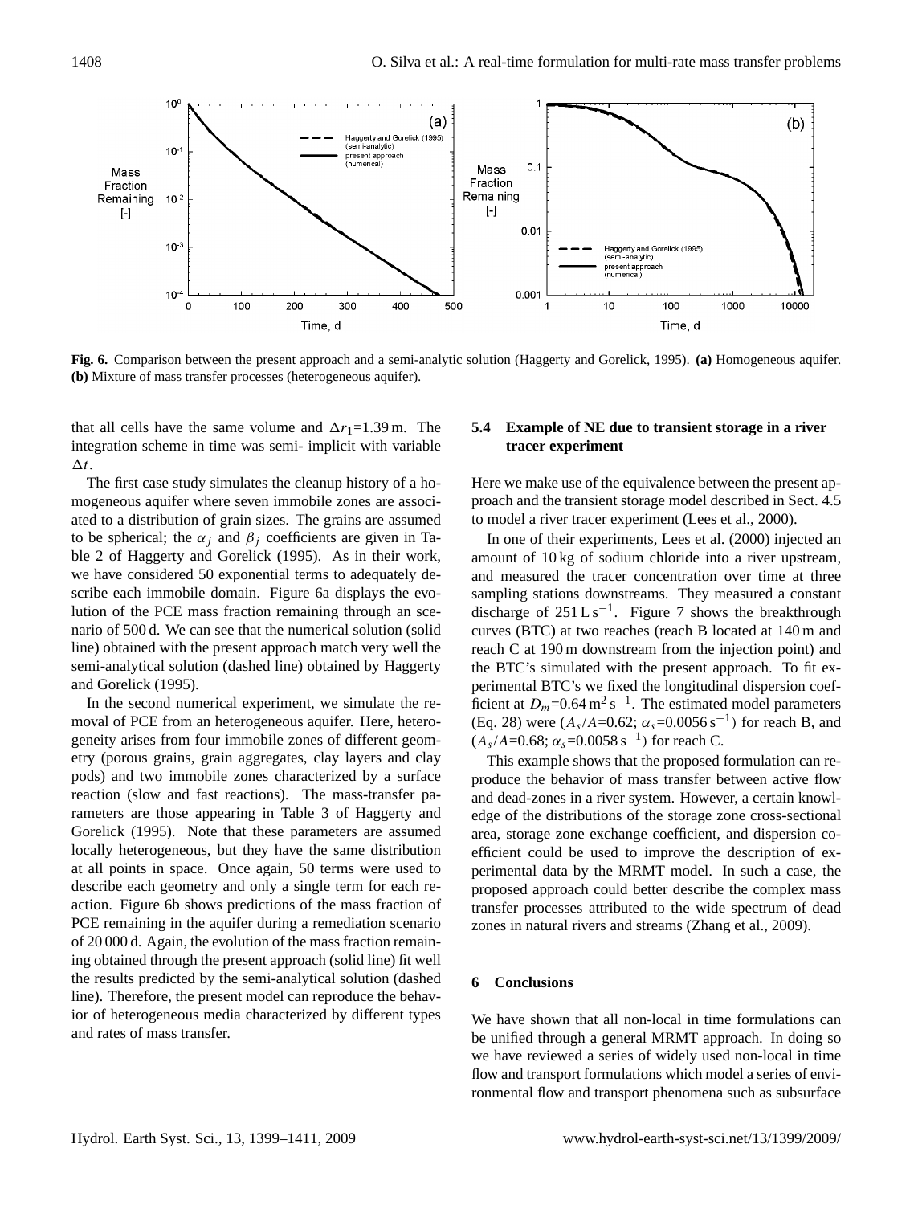Fig. 6. Comparison between the present approach and a semi-analytic solution (Haggerty and Gorelick, 1995). **(a)** Homogeneous aquifer. **(b)** Mixture of mass transfer processes (heterogeneous aquifer).

that all cells have the same volume and $\Delta r_1$=1.39 m. The integration scheme in time was semi- implicit with variable $\Delta t$.

The first case study simulates the cleanup history of a homogeneous aquifer where seven immobile zones are associated to a distribution of grain sizes. The grains are assumed to be spherical; the $\alpha_j$ and $\beta_j$ coefficients are given in Table 2 of Haggerty and Gorelick (1995). As in their work, we have considered 50 exponential terms to adequately describe each immobile domain. Figure 6a displays the evolution of the PCE mass fraction remaining through an scenario of 500 d. We can see that the numerical solution (solid line) obtained with the present approach match very well the semi-analytical solution (dashed line) obtained by Haggerty and Gorelick (1995).

In the second numerical experiment, we simulate the removal of PCE from an heterogeneous aquifer. Here, heterogeneity arises from four immobile zones of different geometry (porous grains, grain aggregates, clay layers and clay pods) and two immobile zones characterized by a surface reaction (slow and fast reactions). The mass-transfer parameters are those appearing in Table 3 of Haggerty and Gorelick (1995). Note that these parameters are assumed locally heterogeneous, but they have the same distribution at all points in space. Once again, 50 terms were used to describe each geometry and only a single term for each reaction. Figure 6b shows predictions of the mass fraction of PCE remaining in the aquifer during a remediation scenario of 20 000 d. Again, the evolution of the mass fraction remaining obtained through the present approach (solid line) fit well the results predicted by the semi-analytical solution (dashed line). Therefore, the present model can reproduce the behavior of heterogeneous media characterized by different types and rates of mass transfer.

### 5.4 Example of NE due to transient storage in a river tracer experiment

Here we make use of the equivalence between the present approach and the transient storage model described in Sect. 4.5 to model a river tracer experiment (Lees et al., 2000).

In one of their experiments, Lees et al. (2000) injected an amount of 10 kg of sodium chloride into a river upstream, and measured the tracer concentration over time at three sampling stations downstreams. They measured a constant discharge of 251 L s$^{-1}$. Figure 7 shows the breakthrough curves (BTC) at two reaches (reach B located at 140 m and reach C at 190 m downstream from the injection point) and the BTC's simulated with the present approach. To fit experimental BTC's we fixed the longitudinal dispersion coefficient at $D_m$=0.64 m$^2$ s$^{-1}$. The estimated model parameters (Eq. 28) were ($A_s/A$=0.62; $\alpha_s$=0.0056 s$^{-1}$) for reach B, and ($A_s/A$=0.68; $\alpha_s$=0.0058 s$^{-1}$) for reach C.

This example shows that the proposed formulation can reproduce the behavior of mass transfer between active flow and dead-zones in a river system. However, a certain knowledge of the distributions of the storage zone cross-sectional area, storage zone exchange coefficient, and dispersion coefficient could be used to improve the description of experimental data by the MRMT model. In such a case, the proposed approach could better describe the complex mass transfer processes attributed to the wide spectrum of dead zones in natural rivers and streams (Zhang et al., 2009).

## 6 Conclusions

We have shown that all non-local in time formulations can be unified through a general MRMT approach. In doing so we have reviewed a series of widely used non-local in time flow and transport formulations which model a series of environmental flow and transport phenomena such as subsurface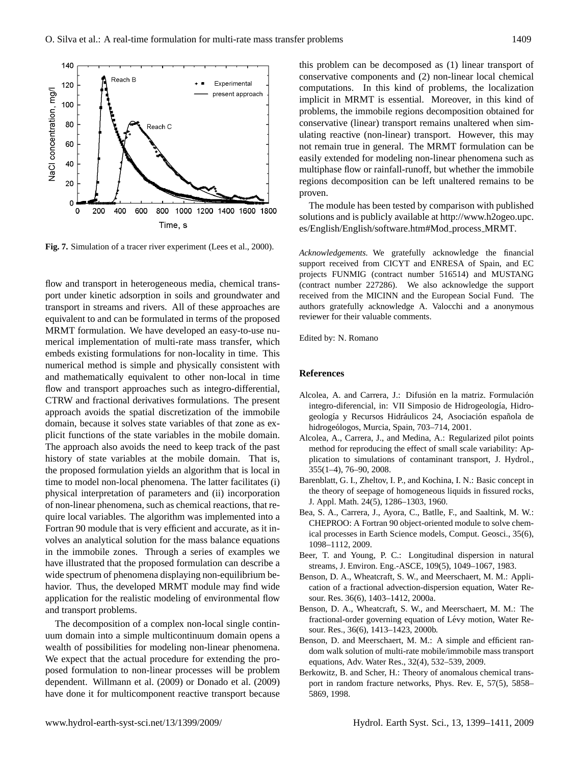**Fig. 7.** Simulation of a tracer river experiment (Lees et al., 2000).

flow and transport in heterogeneous media, chemical transport under kinetic adsorption in soils and groundwater and transport in streams and rivers. All of these approaches are equivalent to and can be formulated in terms of the proposed MRMT formulation. We have developed an easy-to-use numerical implementation of multi-rate mass transfer, which embeds existing formulations for non-locality in time. This numerical method is simple and physically consistent with and mathematically equivalent to other non-local in time flow and transport approaches such as integro-differential, CTRW and fractional derivatives formulations. The present approach avoids the spatial discretization of the immobile domain, because it solves state variables of that zone as explicit functions of the state variables in the mobile domain. The approach also avoids the need to keep track of the past history of state variables at the mobile domain. That is, the proposed formulation yields an algorithm that is local in time to model non-local phenomena. The latter facilitates (i) physical interpretation of parameters and (ii) incorporation of non-linear phenomena, such as chemical reactions, that require local variables. The algorithm was implemented into a Fortran 90 module that is very efficient and accurate, as it involves an analytical solution for the mass balance equations in the immobile zones. Through a series of examples we have illustrated that the proposed formulation can describe a wide spectrum of phenomena displaying non-equilibrium behavior. Thus, the developed MRMT module may find wide application for the realistic modeling of environmental flow and transport problems.

The decomposition of a complex non-local single continuum domain into a simple multicontinuum domain opens a wealth of possibilities for modeling non-linear phenomena. We expect that the actual procedure for extending the proposed formulation to non-linear processes will be problem dependent. Willmann et al. (2009) or Donado et al. (2009) have done it for multicomponent reactive transport because this problem can be decomposed as (1) linear transport of conservative components and (2) non-linear local chemical computations. In this kind of problems, the localization implicit in MRMT is essential. Moreover, in this kind of problems, the immobile regions decomposition obtained for conservative (linear) transport remains unaltered when simulating reactive (non-linear) transport. However, this may not remain true in general. The MRMT formulation can be easily extended for modeling non-linear phenomena such as multiphase flow or rainfall-runoff, but whether the immobile regions decomposition can be left unaltered remains to be proven.

The module has been tested by comparison with published solutions and is publicly available at http://www.h2ogeo.upc.es/English/English/software.htm#Mod_process_MRMT.

*Acknowledgements.* We gratefully acknowledge the financial support received from CICYT and ENRESA of Spain, and EC projects FUNMIG (contract number 516514) and MUSTANG (contract number 227286). We also acknowledge the support received from the MICINN and the European Social Fund. The authors gratefully acknowledge A. Valocchi and a anonymous reviewer for their valuable comments.

Edited by: N. Romano

## References

- Alcolea, A. and Carrera, J.: Difusión en la matriz. Formulación integro-diferencial, in: VII Simposio de Hidrogeología, Hidrogeología y Recursos Hidráulicos 24, Asociación española de hidrogeólogos, Murcia, Spain, 703–714, 2001.
- Alcolea, A., Carrera, J., and Medina, A.: Regularized pilot points method for reproducing the effect of small scale variability: Application to simulations of contaminant transport, J. Hydrol., 355(1–4), 76–90, 2008.
- Barenblatt, G. I., Zheltov, I. P., and Kochina, I. N.: Basic concept in the theory of seepage of homogeneous liquids in fissured rocks, J. Appl. Math. 24(5), 1286–1303, 1960.
- Bea, S. A., Carrera, J., Ayora, C., Batlle, F., and Saaltink, M. W.: CHEPROO: A Fortran 90 object-oriented module to solve chemical processes in Earth Science models, Comput. Geosci., 35(6), 1098–1112, 2009.
- Beer, T. and Young, P. C.: Longitudinal dispersion in natural streams, J. Environ. Eng.-ASCE, 109(5), 1049–1067, 1983.
- Benson, D. A., Wheatcraft, S. W., and Meerschaert, M. M.: Application of a fractional advection-dispersion equation, Water Resour. Res. 36(6), 1403–1412, 2000a.
- Benson, D. A., Wheatcraft, S. W., and Meerschaert, M. M.: The fractional-order governing equation of Lévy motion, Water Resour. Res., 36(6), 1413–1423, 2000b.
- Benson, D. and Meerschaert, M. M.: A simple and efficient random walk solution of multi-rate mobile/immobile mass transport equations, Adv. Water Res., 32(4), 532–539, 2009.
- Berkowitz, B. and Scher, H.: Theory of anomalous chemical transport in random fracture networks, Phys. Rev. E, 57(5), 5858–5869, 1998.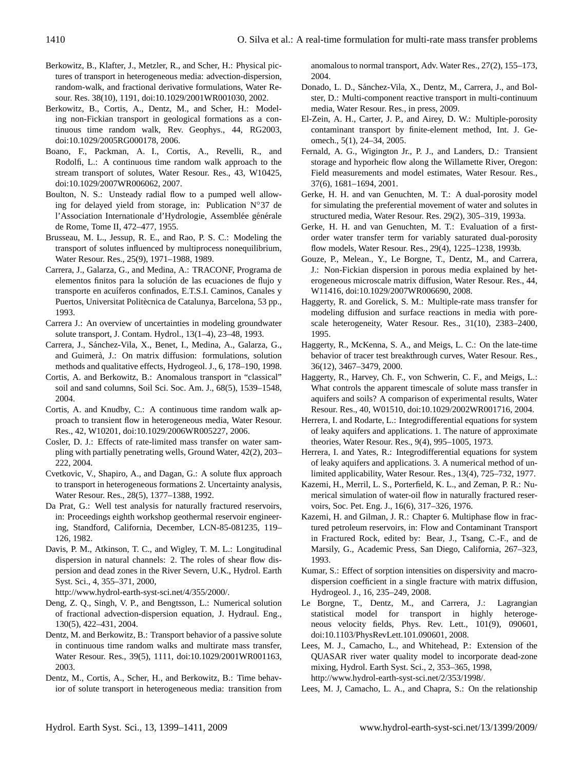Berkowitz, B., Klafter, J., Metzler, R., and Scher, H.: Physical pictures of transport in heterogeneous media: advection-dispersion, random-walk, and fractional derivative formulations, Water Resour. Res. 38(10), 1191, doi:10.1029/2001WR001030, 2002.

Berkowitz, B., Cortis, A., Dentz, M., and Scher, H.: Modeling non-Fickian transport in geological formations as a continuous time random walk, Rev. Geophys., 44, RG2003, doi:10.1029/2005RG000178, 2006.

Boano, F., Packman, A. I., Cortis, A., Revelli, R., and Rodolfi, L.: A continuous time random walk approach to the stream transport of solutes, Water Resour. Res., 43, W10425, doi:10.1029/2007WR006062, 2007.

Boulton, N. S.: Unsteady radial flow to a pumped well allowing for delayed yield from storage, in: Publication N°37 de l'Association Internationale d'Hydrologie, Assemblée générale de Rome, Tome II, 472–477, 1955.

Brusseau, M. L., Jessup, R. E., and Rao, P. S. C.: Modeling the transport of solutes influenced by multiprocess nonequilibrium, Water Resour. Res., 25(9), 1971–1988, 1989.

Carrera, J., Galarza, G., and Medina, A.: TRACONF, Programa de elementos finitos para la solución de las ecuaciones de flujo y transporte en acuíferos confinados, E.T.S.I. Caminos, Canales y Puertos, Universitat Politècnica de Catalunya, Barcelona, 53 pp., 1993.

Carrera J.: An overview of uncertainties in modeling groundwater solute transport, J. Contam. Hydrol., 13(1–4), 23–48, 1993.

Carrera, J., Sánchez-Vila, X., Benet, I., Medina, A., Galarza, G., and Guimerà, J.: On matrix diffusion: formulations, solution methods and qualitative effects, Hydrogeol. J., 6, 178–190, 1998.

Cortis, A. and Berkowitz, B.: Anomalous transport in "classical" soil and sand columns, Soil Sci. Soc. Am. J., 68(5), 1539–1548, 2004.

Cortis, A. and Knudby, C.: A continuous time random walk approach to transient flow in heterogeneous media, Water Resour. Res., 42, W10201, doi:10.1029/2006WR005227, 2006.

Cosler, D. J.: Effects of rate-limited mass transfer on water sampling with partially penetrating wells, Ground Water, 42(2), 203–222, 2004.

Cvetkovic, V., Shapiro, A., and Dagan, G.: A solute flux approach to transport in heterogeneous formations 2. Uncertainty analysis, Water Resour. Res., 28(5), 1377–1388, 1992.

Da Prat, G.: Well test analysis for naturally fractured reservoirs, in: Proceedings eighth workshop geothermal reservoir engineering, Standford, California, December, LCN-85-081235, 119–126, 1982.

Davis, P. M., Atkinson, T. C., and Wigley, T. M. L.: Longitudinal dispersion in natural channels: 2. The roles of shear flow dispersion and dead zones in the River Severn, U.K., Hydrol. Earth Syst. Sci., 4, 355–371, 2000, http://www.hydrol-earth-syst-sci.net/4/355/2000/.

Deng, Z. Q., Singh, V. P., and Bengtsson, L.: Numerical solution of fractional advection-dispersion equation, J. Hydraul. Eng., 130(5), 422–431, 2004.

Dentz, M. and Berkowitz, B.: Transport behavior of a passive solute in continuous time random walks and multirate mass transfer, Water Resour. Res., 39(5), 1111, doi:10.1029/2001WR001163, 2003.

Dentz, M., Cortis, A., Scher, H., and Berkowitz, B.: Time behavior of solute transport in heterogeneous media: transition from anomalous to normal transport, Adv. Water Res., 27(2), 155–173, 2004.

Donado, L. D., Sánchez-Vila, X., Dentz, M., Carrera, J., and Bolster, D.: Multi-component reactive transport in multi-continuum media, Water Resour. Res., in press, 2009.

El-Zein, A. H., Carter, J. P., and Airey, D. W.: Multiple-porosity contaminant transport by finite-element method, Int. J. Geomech., 5(1), 24–34, 2005.

Fernald, A. G., Wigington Jr., P. J., and Landers, D.: Transient storage and hyporheic flow along the Willamette River, Oregon: Field measurements and model estimates, Water Resour. Res., 37(6), 1681–1694, 2001.

Gerke, H. H. and van Genuchten, M. T.: A dual-porosity model for simulating the preferential movement of water and solutes in structured media, Water Resour. Res. 29(2), 305–319, 1993a.

Gerke, H. H. and van Genuchten, M. T.: Evaluation of a first-order water transfer term for variably saturated dual-porosity flow models, Water Resour. Res., 29(4), 1225–1238, 1993b.

Gouze, P., Melean., Y., Le Borgne, T., Dentz, M., and Carrera, J.: Non-Fickian dispersion in porous media explained by heterogeneous microscale matrix diffusion, Water Resour. Res., 44, W11416, doi:10.1029/2007WR006690, 2008.

Haggerty, R. and Gorelick, S. M.: Multiple-rate mass transfer for modeling diffusion and surface reactions in media with pore-scale heterogeneity, Water Resour. Res., 31(10), 2383–2400, 1995.

Haggerty, R., McKenna, S. A., and Meigs, L. C.: On the late-time behavior of tracer test breakthrough curves, Water Resour. Res., 36(12), 3467–3479, 2000.

Haggerty, R., Harvey, Ch. F., von Schwerin, C. F., and Meigs, L.: What controls the apparent timescale of solute mass transfer in aquifers and soils? A comparison of experimental results, Water Resour. Res., 40, W01510, doi:10.1029/2002WR001716, 2004.

Herrera, I. and Rodarte, L.: Integrodifferential equations for system of leaky aquifers and applications. 1. The nature of approximate theories, Water Resour. Res., 9(4), 995–1005, 1973.

Herrera, I. and Yates, R.: Integrodifferential equations for system of leaky aquifers and applications. 3. A numerical method of unlimited applicability, Water Resour. Res., 13(4), 725–732, 1977.

Kazemi, H., Merril, L. S., Porterfield, K. L., and Zeman, P. R.: Numerical simulation of water-oil flow in naturally fractured reservoirs, Soc. Pet. Eng. J., 16(6), 317–326, 1976.

Kazemi, H. and Gilman, J. R.: Chapter 6. Multiphase flow in fractured petroleum reservoirs, in: Flow and Contaminant Transport in Fractured Rock, edited by: Bear, J., Tsang, C.-F., and de Marsily, G., Academic Press, San Diego, California, 267–323, 1993.

Kumar, S.: Effect of sorption intensities on dispersivity and macro-dispersion coefficient in a single fracture with matrix diffusion, Hydrogeol. J., 16, 235–249, 2008.

Le Borgne, T., Dentz, M., and Carrera, J.: Lagrangian statistical model for transport in highly heterogeneous velocity fields, Phys. Rev. Lett., 101(9), 090601, doi:10.1103/PhysRevLett.101.090601, 2008.

Lees, M. J., Camacho, L., and Whitehead, P.: Extension of the QUASAR river water quality model to incorporate dead-zone mixing, Hydrol. Earth Syst. Sci., 2, 353–365, 1998, http://www.hydrol-earth-syst-sci.net/2/353/1998/.

Lees, M. J, Camacho, L. A., and Chapra, S.: On the relationship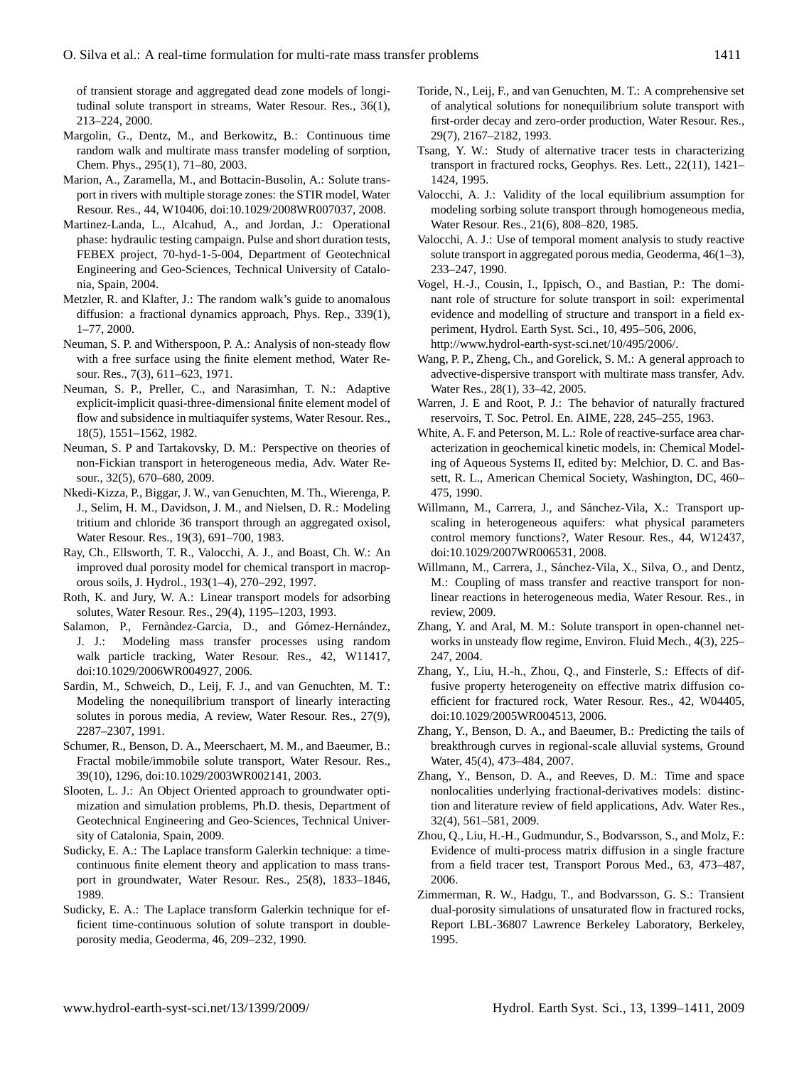of transient storage and aggregated dead zone models of longitudinal solute transport in streams, Water Resour. Res., 36(1), 213–224, 2000.

Margolin, G., Dentz, M., and Berkowitz, B.: Continuous time random walk and multirate mass transfer modeling of sorption, Chem. Phys., 295(1), 71–80, 2003.

Marion, A., Zaramella, M., and Bottacin-Busolin, A.: Solute transport in rivers with multiple storage zones: the STIR model, Water Resour. Res., 44, W10406, doi:10.1029/2008WR007037, 2008.

Martinez-Landa, L., Alcahud, A., and Jordan, J.: Operational phase: hydraulic testing campaign. Pulse and short duration tests, FEBEX project, 70-hyd-1-5-004, Department of Geotechnical Engineering and Geo-Sciences, Technical University of Catalonia, Spain, 2004.

Metzler, R. and Klafter, J.: The random walk's guide to anomalous diffusion: a fractional dynamics approach, Phys. Rep., 339(1), 1–77, 2000.

Neuman, S. P. and Witherspoon, P. A.: Analysis of non-steady flow with a free surface using the finite element method, Water Resour. Res., 7(3), 611–623, 1971.

Neuman, S. P., Preller, C., and Narasimhan, T. N.: Adaptive explicit-implicit quasi-three-dimensional finite element model of flow and subsidence in multiaquifer systems, Water Resour. Res., 18(5), 1551–1562, 1982.

Neuman, S. P and Tartakovsky, D. M.: Perspective on theories of non-Fickian transport in heterogeneous media, Adv. Water Resour., 32(5), 670–680, 2009.

Nkedi-Kizza, P., Biggar, J. W., van Genuchten, M. Th., Wierenga, P. J., Selim, H. M., Davidson, J. M., and Nielsen, D. R.: Modeling tritium and chloride 36 transport through an aggregated oxisol, Water Resour. Res., 19(3), 691–700, 1983.

Ray, Ch., Ellsworth, T. R., Valocchi, A. J., and Boast, Ch. W.: An improved dual porosity model for chemical transport in macroporous soils, J. Hydrol., 193(1–4), 270–292, 1997.

Roth, K. and Jury, W. A.: Linear transport models for adsorbing solutes, Water Resour. Res., 29(4), 1195–1203, 1993.

Salamon, P., Fernàndez-Garcia, D., and Gómez-Hernández, J. J.: Modeling mass transfer processes using random walk particle tracking, Water Resour. Res., 42, W11417, doi:10.1029/2006WR004927, 2006.

Sardin, M., Schweich, D., Leij, F. J., and van Genuchten, M. T.: Modeling the nonequilibrium transport of linearly interacting solutes in porous media, A review, Water Resour. Res., 27(9), 2287–2307, 1991.

Schumer, R., Benson, D. A., Meerschaert, M. M., and Baeumer, B.: Fractal mobile/immobile solute transport, Water Resour. Res., 39(10), 1296, doi:10.1029/2003WR002141, 2003.

Slooten, L. J.: An Object Oriented approach to groundwater optimization and simulation problems, Ph.D. thesis, Department of Geotechnical Engineering and Geo-Sciences, Technical University of Catalonia, Spain, 2009.

Sudicky, E. A.: The Laplace transform Galerkin technique: a time-continuous finite element theory and application to mass transport in groundwater, Water Resour. Res., 25(8), 1833–1846, 1989.

Sudicky, E. A.: The Laplace transform Galerkin technique for efficient time-continuous solution of solute transport in double-porosity media, Geoderma, 46, 209–232, 1990.

Toride, N., Leij, F., and van Genuchten, M. T.: A comprehensive set of analytical solutions for nonequilibrium solute transport with first-order decay and zero-order production, Water Resour. Res., 29(7), 2167–2182, 1993.

Tsang, Y. W.: Study of alternative tracer tests in characterizing transport in fractured rocks, Geophys. Res. Lett., 22(11), 1421–1424, 1995.

Valocchi, A. J.: Validity of the local equilibrium assumption for modeling sorbing solute transport through homogeneous media, Water Resour. Res., 21(6), 808–820, 1985.

Valocchi, A. J.: Use of temporal moment analysis to study reactive solute transport in aggregated porous media, Geoderma, 46(1–3), 233–247, 1990.

Vogel, H.-J., Cousin, I., Ippisch, O., and Bastian, P.: The dominant role of structure for solute transport in soil: experimental evidence and modelling of structure and transport in a field experiment, Hydrol. Earth Syst. Sci., 10, 495–506, 2006, http://www.hydrol-earth-syst-sci.net/10/495/2006/.

Wang, P. P., Zheng, Ch., and Gorelick, S. M.: A general approach to advective-dispersive transport with multirate mass transfer, Adv. Water Res., 28(1), 33–42, 2005.

Warren, J. E and Root, P. J.: The behavior of naturally fractured reservoirs, T. Soc. Petrol. En. AIME, 228, 245–255, 1963.

White, A. F. and Peterson, M. L.: Role of reactive-surface area characterization in geochemical kinetic models, in: Chemical Modeling of Aqueous Systems II, edited by: Melchior, D. C. and Bassett, R. L., American Chemical Society, Washington, DC, 460–475, 1990.

Willmann, M., Carrera, J., and Sánchez-Vila, X.: Transport upscaling in heterogeneous aquifers: what physical parameters control memory functions?, Water Resour. Res., 44, W12437, doi:10.1029/2007WR006531, 2008.

Willmann, M., Carrera, J., Sánchez-Vila, X., Silva, O., and Dentz, M.: Coupling of mass transfer and reactive transport for nonlinear reactions in heterogeneous media, Water Resour. Res., in review, 2009.

Zhang, Y. and Aral, M. M.: Solute transport in open-channel networks in unsteady flow regime, Environ. Fluid Mech., 4(3), 225–247, 2004.

Zhang, Y., Liu, H.-h., Zhou, Q., and Finsterle, S.: Effects of diffusive property heterogeneity on effective matrix diffusion coefficient for fractured rock, Water Resour. Res., 42, W04405, doi:10.1029/2005WR004513, 2006.

Zhang, Y., Benson, D. A., and Baeumer, B.: Predicting the tails of breakthrough curves in regional-scale alluvial systems, Ground Water, 45(4), 473–484, 2007.

Zhang, Y., Benson, D. A., and Reeves, D. M.: Time and space nonlocalities underlying fractional-derivatives models: distinction and literature review of field applications, Adv. Water Res., 32(4), 561–581, 2009.

Zhou, Q., Liu, H.-H., Gudmundur, S., Bodvarsson, S., and Molz, F.: Evidence of multi-process matrix diffusion in a single fracture from a field tracer test, Transport Porous Med., 63, 473–487, 2006.

Zimmerman, R. W., Hadgu, T., and Bodvarsson, G. S.: Transient dual-porosity simulations of unsaturated flow in fractured rocks, Report LBL-36807 Lawrence Berkeley Laboratory, Berkeley, 1995.